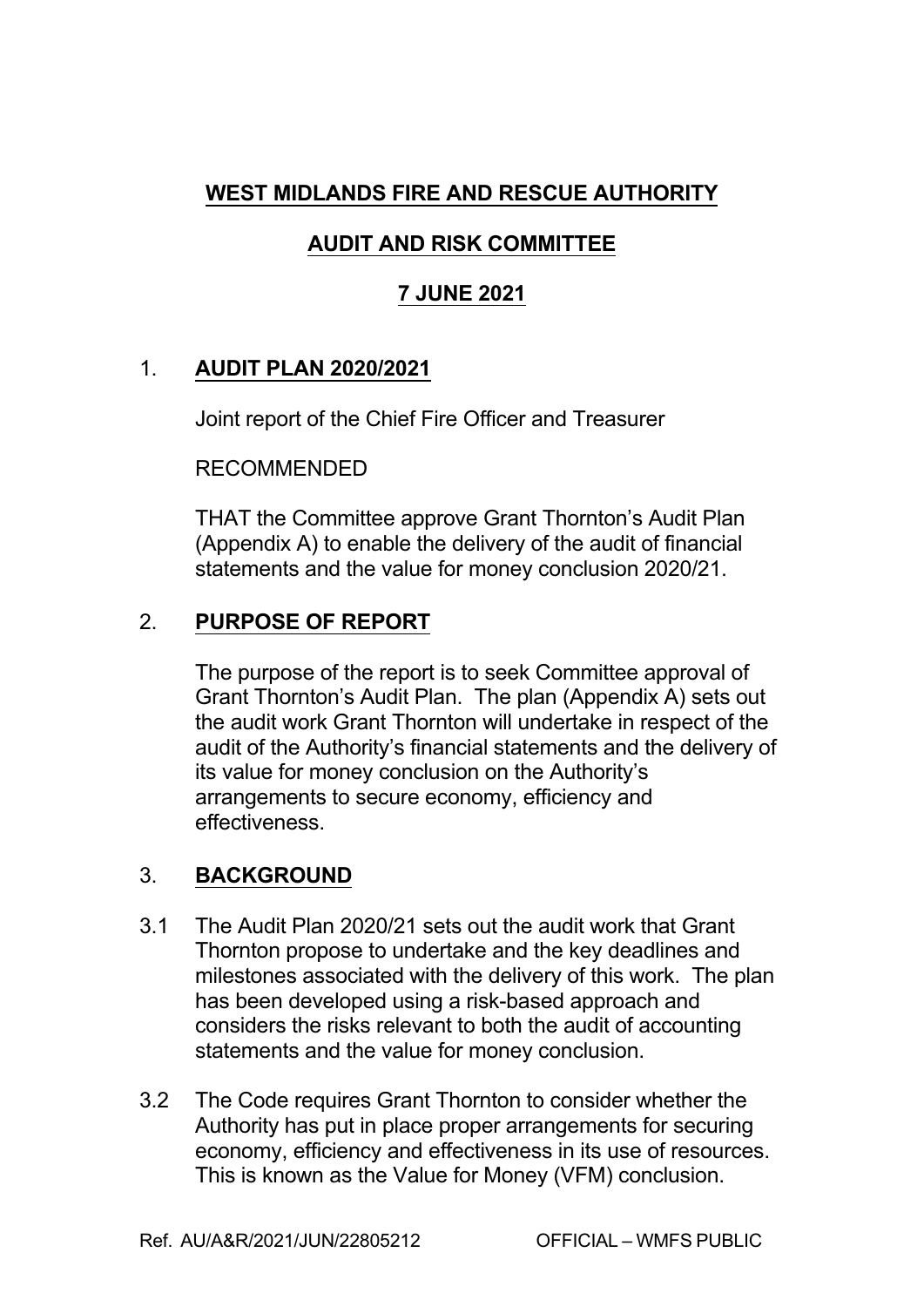# WEST MIDLANDS FIRE AND RESCUE AUTHORITY

## AUDIT AND RISK COMMITTEE

## 7 JUNE 2021

## 1. AUDIT PLAN 2020/2021

Joint report of the Chief Fire Officer and Treasurer

RECOMMENDED

THAT the Committee approve Grant Thornton's Audit Plan (Appendix A) to enable the delivery of the audit of financial statements and the value for money conclusion 2020/21.

## 2. PURPOSE OF REPORT

The purpose of the report is to seek Committee approval of Grant Thornton's Audit Plan. The plan (Appendix A) sets out the audit work Grant Thornton will undertake in respect of the audit of the Authority's financial statements and the delivery of its value for money conclusion on the Authority's arrangements to secure economy, efficiency and effectiveness.

## 3. BACKGROUND

3.1 The Audit Plan 2020/21 sets out the audit work that Grant Thornton propose to undertake and the key deadlines and milestones associated with the delivery of this work. The plan has been developed using a risk-based approach and considers the risks relevant to both the audit of accounting statements and the value for money conclusion.

3.2 The Code requires Grant Thornton to consider whether the Authority has put in place proper arrangements for securing economy, efficiency and effectiveness in its use of resources. This is known as the Value for Money (VFM) conclusion.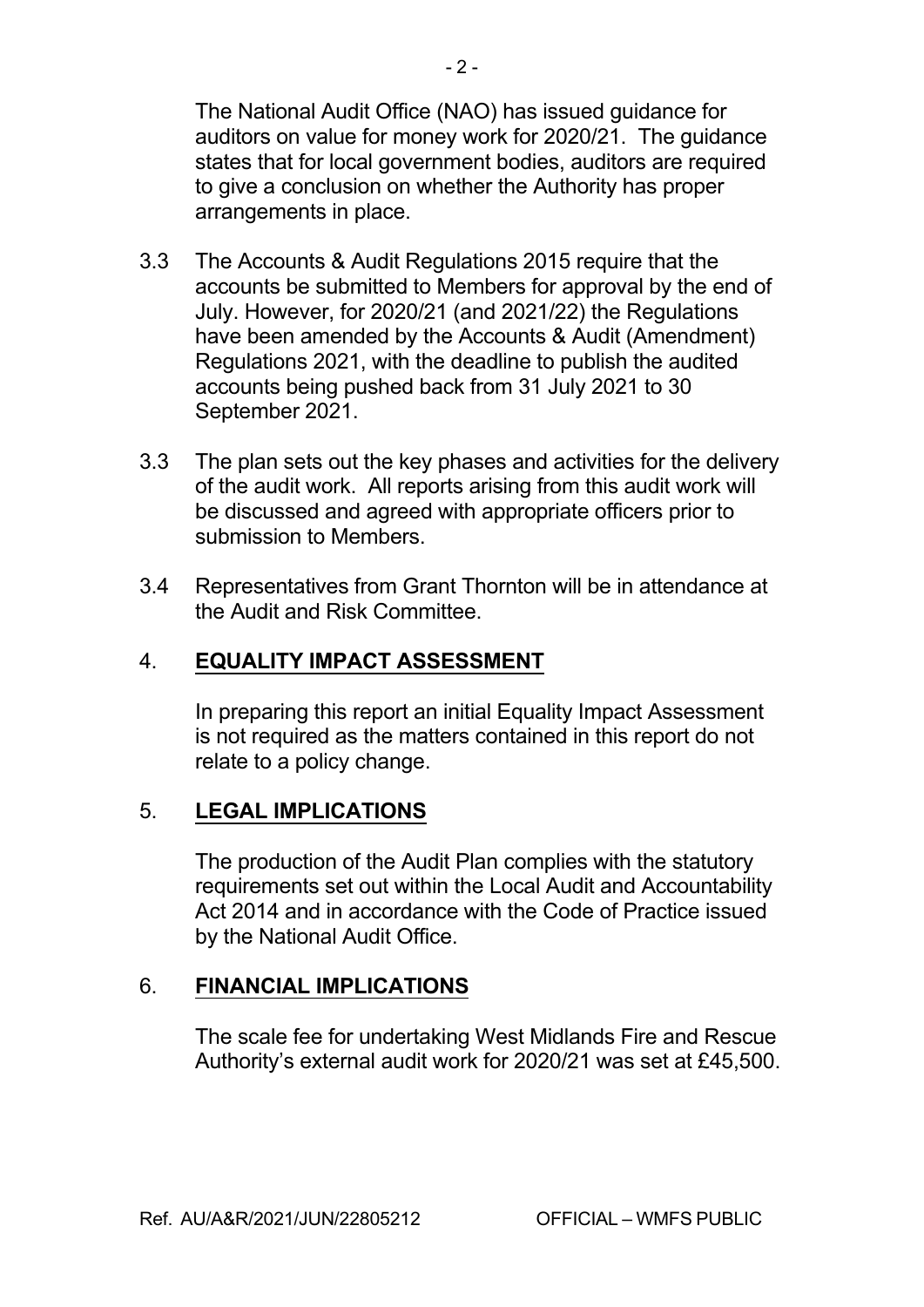The National Audit Office (NAO) has issued guidance for auditors on value for money work for 2020/21. The guidance states that for local government bodies, auditors are required to give a conclusion on whether the Authority has proper arrangements in place.

3.3 The Accounts & Audit Regulations 2015 require that the accounts be submitted to Members for approval by the end of July. However, for 2020/21 (and 2021/22) the Regulations have been amended by the Accounts & Audit (Amendment) Regulations 2021, with the deadline to publish the audited accounts being pushed back from 31 July 2021 to 30 September 2021.

3.3 The plan sets out the key phases and activities for the delivery of the audit work. All reports arising from this audit work will be discussed and agreed with appropriate officers prior to submission to Members.

3.4 Representatives from Grant Thornton will be in attendance at the Audit and Risk Committee.

## 4. **EQUALITY IMPACT ASSESSMENT**

In preparing this report an initial Equality Impact Assessment is not required as the matters contained in this report do not relate to a policy change.

## 5. **LEGAL IMPLICATIONS**

The production of the Audit Plan complies with the statutory requirements set out within the Local Audit and Accountability Act 2014 and in accordance with the Code of Practice issued by the National Audit Office.

## 6. **FINANCIAL IMPLICATIONS**

The scale fee for undertaking West Midlands Fire and Rescue Authority's external audit work for 2020/21 was set at £45,500.

Ref. AU/A&R/2021/JUN/22805212 OFFICIAL – WMFS PUBLIC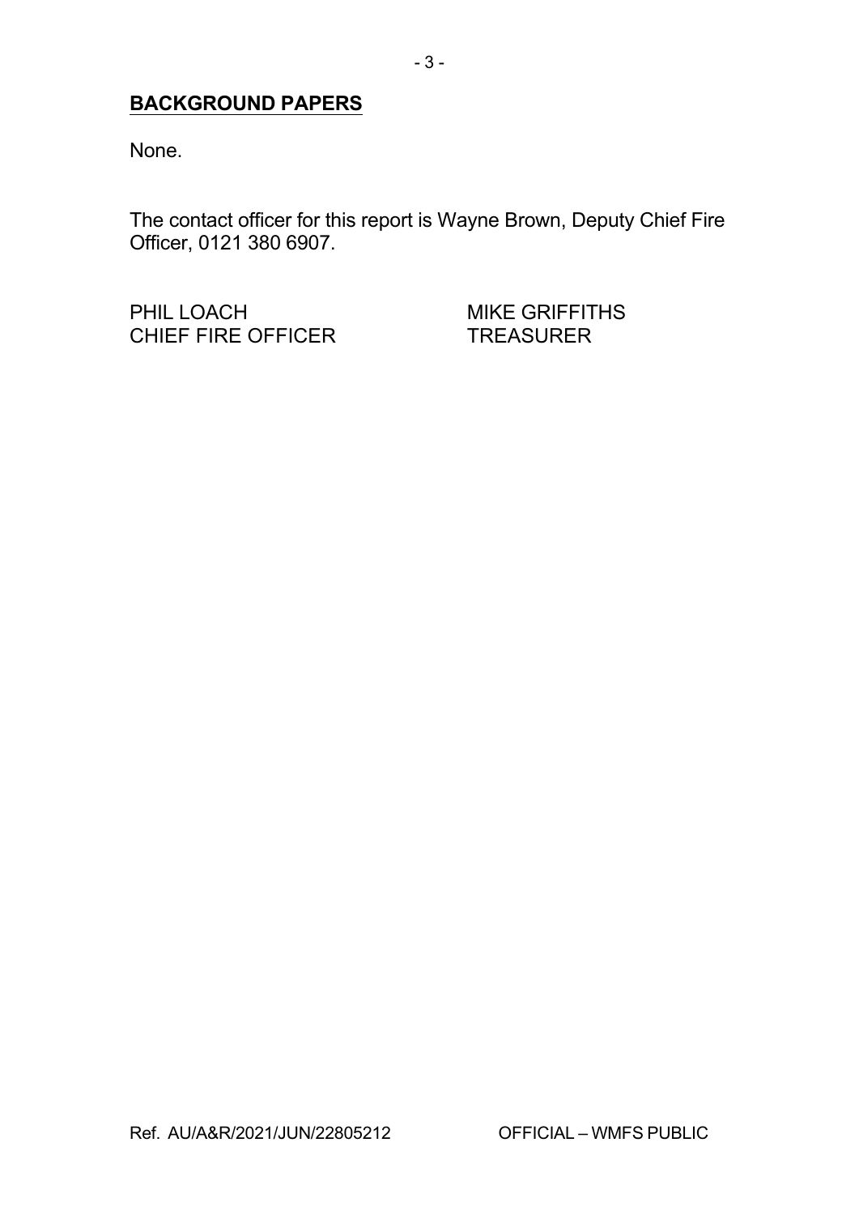## BACKGROUND PAPERS

None.

The contact officer for this report is Wayne Brown, Deputy Chief Fire Officer, 0121 380 6907.

PHIL LOACH
CHIEF FIRE OFFICER

MIKE GRIFFITHS
TREASURER